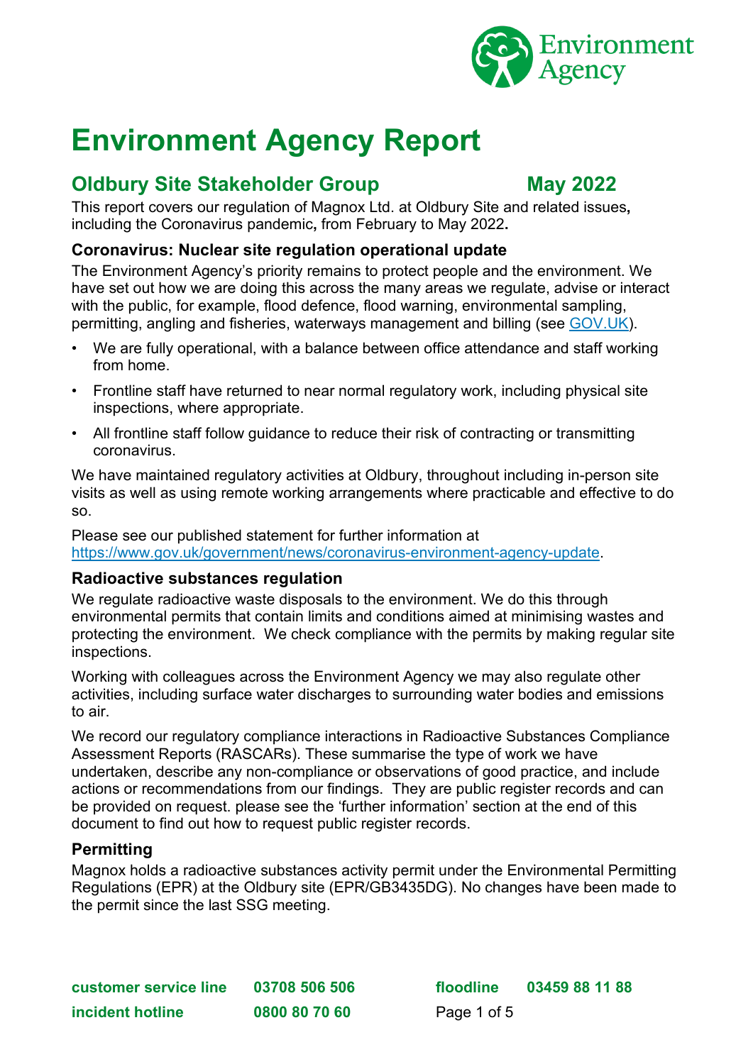# Environment Agency Report

## Oldbury Site Stakeholder Group May 2022

This report covers our regulation of Magnox Ltd. at Oldbury Site and related issues**,** including the Coronavirus pandemic**,** from February to May 2022**.**

### Coronavirus: Nuclear site regulation operational update

The Environment Agency's priority remains to protect people and the environment. We have set out how we are doing this across the many areas we regulate, advise or interact with the public, for example, flood defence, flood warning, environmental sampling, permitting, angling and fisheries, waterways management and billing (see GOV.UK).

- We are fully operational, with a balance between office attendance and staff working from home.
- Frontline staff have returned to near normal regulatory work, including physical site inspections, where appropriate.
- All frontline staff follow guidance to reduce their risk of contracting or transmitting coronavirus.

We have maintained regulatory activities at Oldbury, throughout including in-person site visits as well as using remote working arrangements where practicable and effective to do so.

Please see our published statement for further information at https://www.gov.uk/government/news/coronavirus-environment-agency-update.

### Radioactive substances regulation

We regulate radioactive waste disposals to the environment. We do this through environmental permits that contain limits and conditions aimed at minimising wastes and protecting the environment. We check compliance with the permits by making regular site inspections.

Working with colleagues across the Environment Agency we may also regulate other activities, including surface water discharges to surrounding water bodies and emissions to air.

We record our regulatory compliance interactions in Radioactive Substances Compliance Assessment Reports (RASCARs). These summarise the type of work we have undertaken, describe any non-compliance or observations of good practice, and include actions or recommendations from our findings. They are public register records and can be provided on request. please see the 'further information' section at the end of this document to find out how to request public register records.

### Permitting

Magnox holds a radioactive substances activity permit under the Environmental Permitting Regulations (EPR) at the Oldbury site (EPR/GB3435DG). No changes have been made to the permit since the last SSG meeting.

**customer service line** **03708 506 506** **floodline** **03459 88 11 88**
**incident hotline** **0800 80 70 60**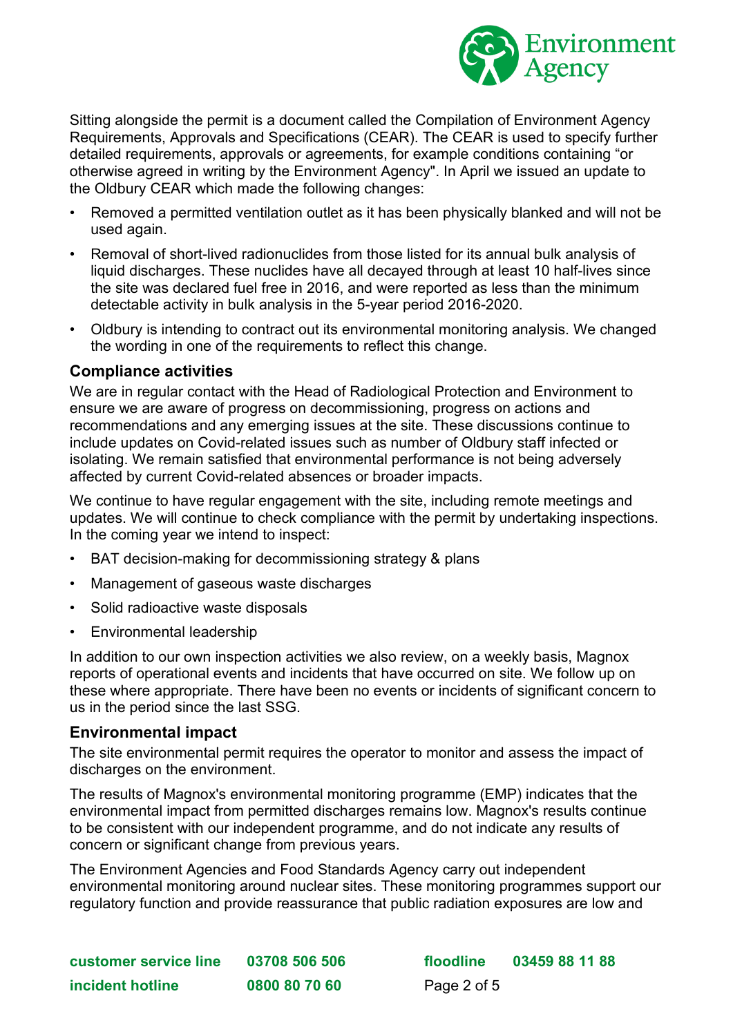Sitting alongside the permit is a document called the Compilation of Environment Agency Requirements, Approvals and Specifications (CEAR). The CEAR is used to specify further detailed requirements, approvals or agreements, for example conditions containing "or otherwise agreed in writing by the Environment Agency". In April we issued an update to the Oldbury CEAR which made the following changes:

- Removed a permitted ventilation outlet as it has been physically blanked and will not be used again.
- Removal of short-lived radionuclides from those listed for its annual bulk analysis of liquid discharges. These nuclides have all decayed through at least 10 half-lives since the site was declared fuel free in 2016, and were reported as less than the minimum detectable activity in bulk analysis in the 5-year period 2016-2020.
- Oldbury is intending to contract out its environmental monitoring analysis. We changed the wording in one of the requirements to reflect this change.

### Compliance activities

We are in regular contact with the Head of Radiological Protection and Environment to ensure we are aware of progress on decommissioning, progress on actions and recommendations and any emerging issues at the site. These discussions continue to include updates on Covid-related issues such as number of Oldbury staff infected or isolating. We remain satisfied that environmental performance is not being adversely affected by current Covid-related absences or broader impacts.

We continue to have regular engagement with the site, including remote meetings and updates. We will continue to check compliance with the permit by undertaking inspections. In the coming year we intend to inspect:

- BAT decision-making for decommissioning strategy & plans
- Management of gaseous waste discharges
- Solid radioactive waste disposals
- Environmental leadership

In addition to our own inspection activities we also review, on a weekly basis, Magnox reports of operational events and incidents that have occurred on site. We follow up on these where appropriate. There have been no events or incidents of significant concern to us in the period since the last SSG.

### Environmental impact

The site environmental permit requires the operator to monitor and assess the impact of discharges on the environment.

The results of Magnox's environmental monitoring programme (EMP) indicates that the environmental impact from permitted discharges remains low. Magnox's results continue to be consistent with our independent programme, and do not indicate any results of concern or significant change from previous years.

The Environment Agencies and Food Standards Agency carry out independent environmental monitoring around nuclear sites. These monitoring programmes support our regulatory function and provide reassurance that public radiation exposures are low and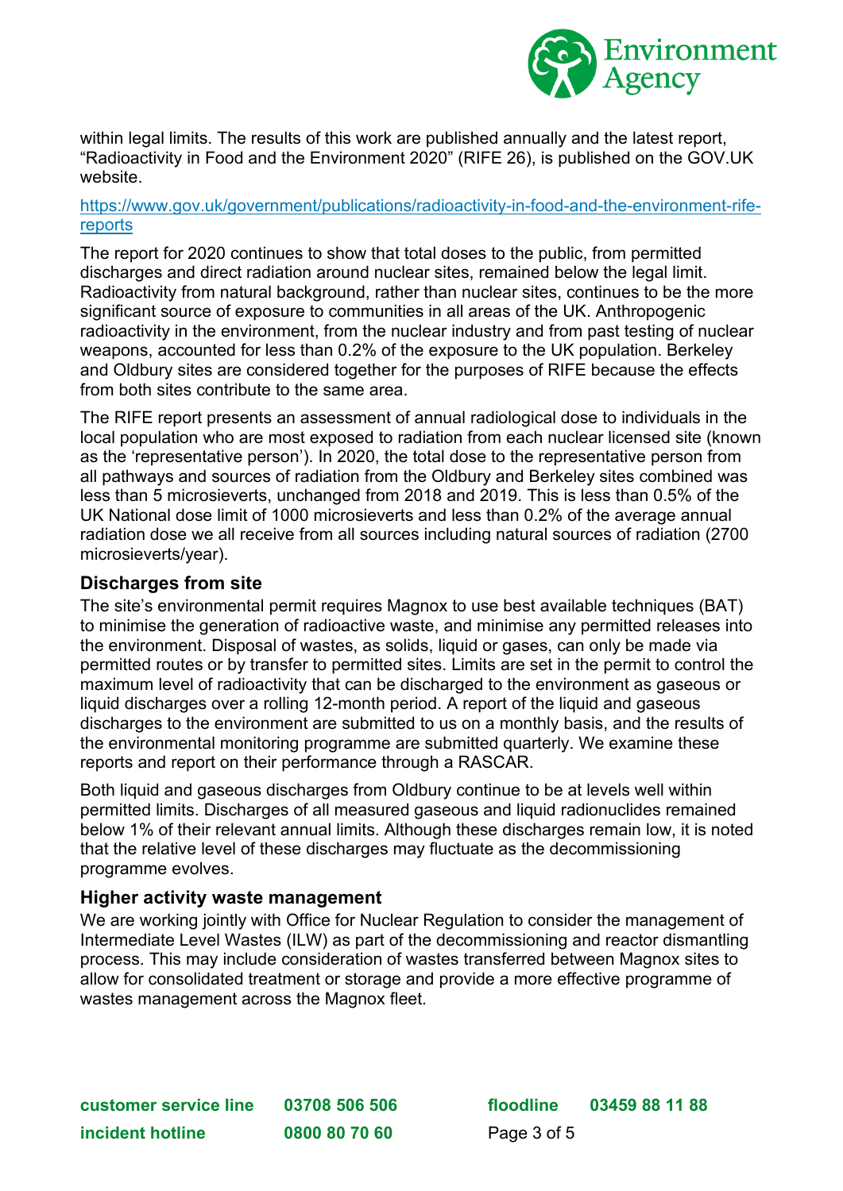within legal limits. The results of this work are published annually and the latest report, “Radioactivity in Food and the Environment 2020” (RIFE 26), is published on the GOV.UK website.

https://www.gov.uk/government/publications/radioactivity-in-food-and-the-environment-rife-reports

The report for 2020 continues to show that total doses to the public, from permitted discharges and direct radiation around nuclear sites, remained below the legal limit. Radioactivity from natural background, rather than nuclear sites, continues to be the more significant source of exposure to communities in all areas of the UK. Anthropogenic radioactivity in the environment, from the nuclear industry and from past testing of nuclear weapons, accounted for less than 0.2% of the exposure to the UK population. Berkeley and Oldbury sites are considered together for the purposes of RIFE because the effects from both sites contribute to the same area.

The RIFE report presents an assessment of annual radiological dose to individuals in the local population who are most exposed to radiation from each nuclear licensed site (known as the ‘representative person’). In 2020, the total dose to the representative person from all pathways and sources of radiation from the Oldbury and Berkeley sites combined was less than 5 microsieverts, unchanged from 2018 and 2019. This is less than 0.5% of the UK National dose limit of 1000 microsieverts and less than 0.2% of the average annual radiation dose we all receive from all sources including natural sources of radiation (2700 microsieverts/year).

## Discharges from site

The site’s environmental permit requires Magnox to use best available techniques (BAT) to minimise the generation of radioactive waste, and minimise any permitted releases into the environment. Disposal of wastes, as solids, liquid or gases, can only be made via permitted routes or by transfer to permitted sites. Limits are set in the permit to control the maximum level of radioactivity that can be discharged to the environment as gaseous or liquid discharges over a rolling 12-month period. A report of the liquid and gaseous discharges to the environment are submitted to us on a monthly basis, and the results of the environmental monitoring programme are submitted quarterly. We examine these reports and report on their performance through a RASCAR.

Both liquid and gaseous discharges from Oldbury continue to be at levels well within permitted limits. Discharges of all measured gaseous and liquid radionuclides remained below 1% of their relevant annual limits. Although these discharges remain low, it is noted that the relative level of these discharges may fluctuate as the decommissioning programme evolves.

## Higher activity waste management

We are working jointly with Office for Nuclear Regulation to consider the management of Intermediate Level Wastes (ILW) as part of the decommissioning and reactor dismantling process. This may include consideration of wastes transferred between Magnox sites to allow for consolidated treatment or storage and provide a more effective programme of wastes management across the Magnox fleet.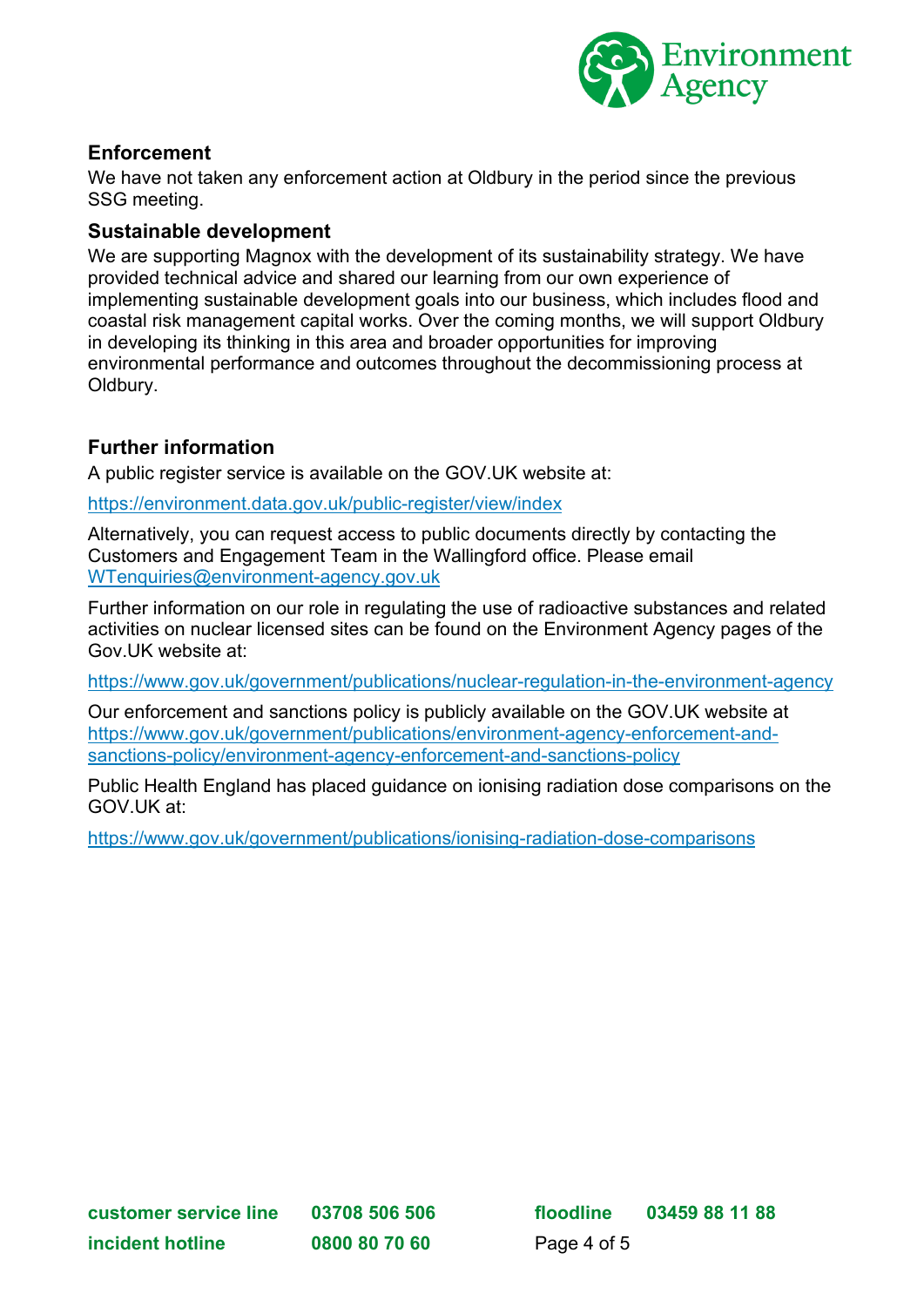## Enforcement

We have not taken any enforcement action at Oldbury in the period since the previous SSG meeting.

## Sustainable development

We are supporting Magnox with the development of its sustainability strategy. We have provided technical advice and shared our learning from our own experience of implementing sustainable development goals into our business, which includes flood and coastal risk management capital works. Over the coming months, we will support Oldbury in developing its thinking in this area and broader opportunities for improving environmental performance and outcomes throughout the decommissioning process at Oldbury.

## Further information

A public register service is available on the GOV.UK website at:

https://environment.data.gov.uk/public-register/view/index

Alternatively, you can request access to public documents directly by contacting the Customers and Engagement Team in the Wallingford office. Please email WTenquiries@environment-agency.gov.uk

Further information on our role in regulating the use of radioactive substances and related activities on nuclear licensed sites can be found on the Environment Agency pages of the Gov.UK website at:

https://www.gov.uk/government/publications/nuclear-regulation-in-the-environment-agency

Our enforcement and sanctions policy is publicly available on the GOV.UK website at https://www.gov.uk/government/publications/environment-agency-enforcement-and-sanctions-policy/environment-agency-enforcement-and-sanctions-policy

Public Health England has placed guidance on ionising radiation dose comparisons on the GOV.UK at:

https://www.gov.uk/government/publications/ionising-radiation-dose-comparisons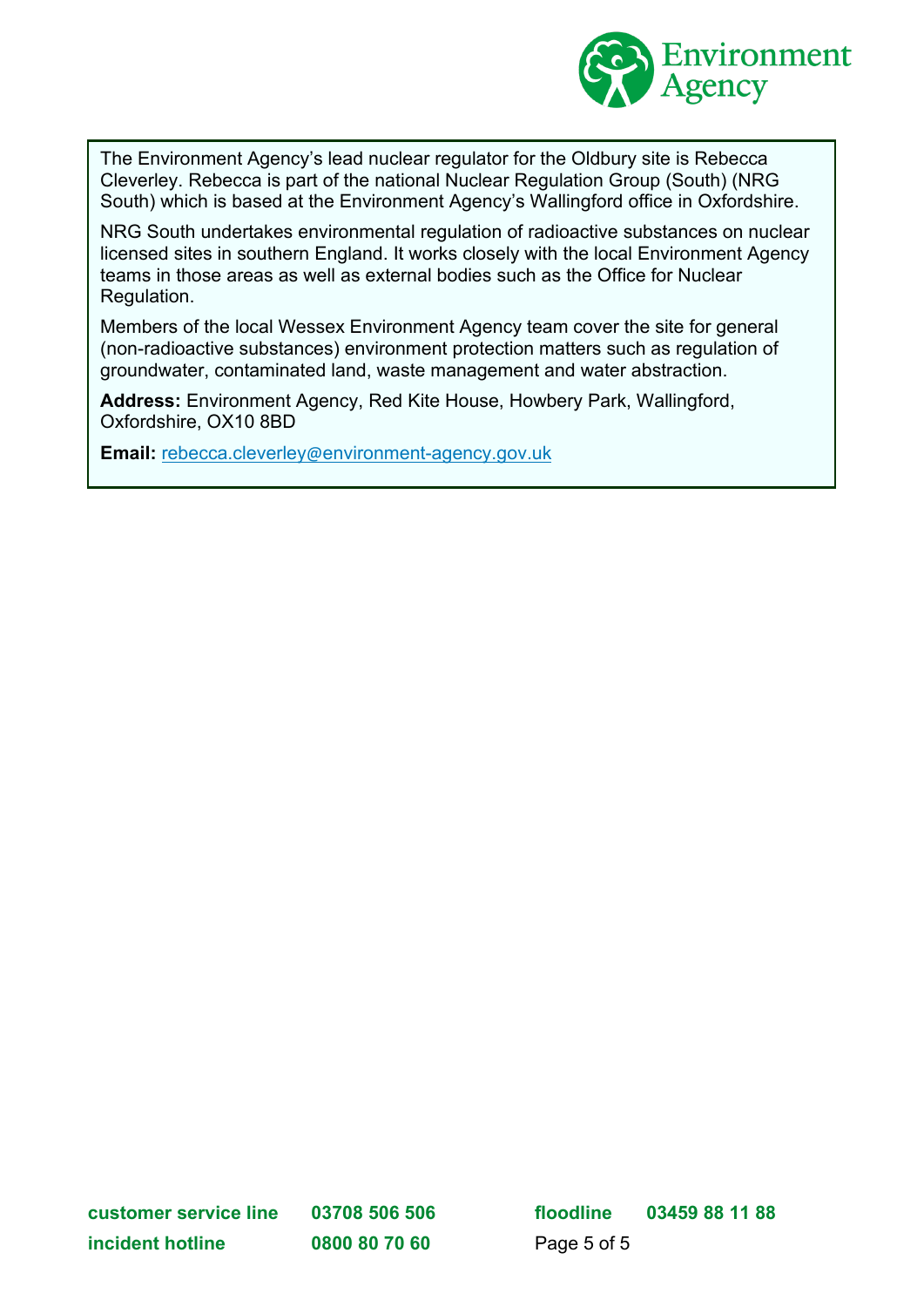The Environment Agency's lead nuclear regulator for the Oldbury site is Rebecca Cleverley. Rebecca is part of the national Nuclear Regulation Group (South) (NRG South) which is based at the Environment Agency's Wallingford office in Oxfordshire.

NRG South undertakes environmental regulation of radioactive substances on nuclear licensed sites in southern England. It works closely with the local Environment Agency teams in those areas as well as external bodies such as the Office for Nuclear Regulation.

Members of the local Wessex Environment Agency team cover the site for general (non-radioactive substances) environment protection matters such as regulation of groundwater, contaminated land, waste management and water abstraction.

**Address:** Environment Agency, Red Kite House, Howbery Park, Wallingford, Oxfordshire, OX10 8BD

**Email:** rebecca.cleverley@environment-agency.gov.uk